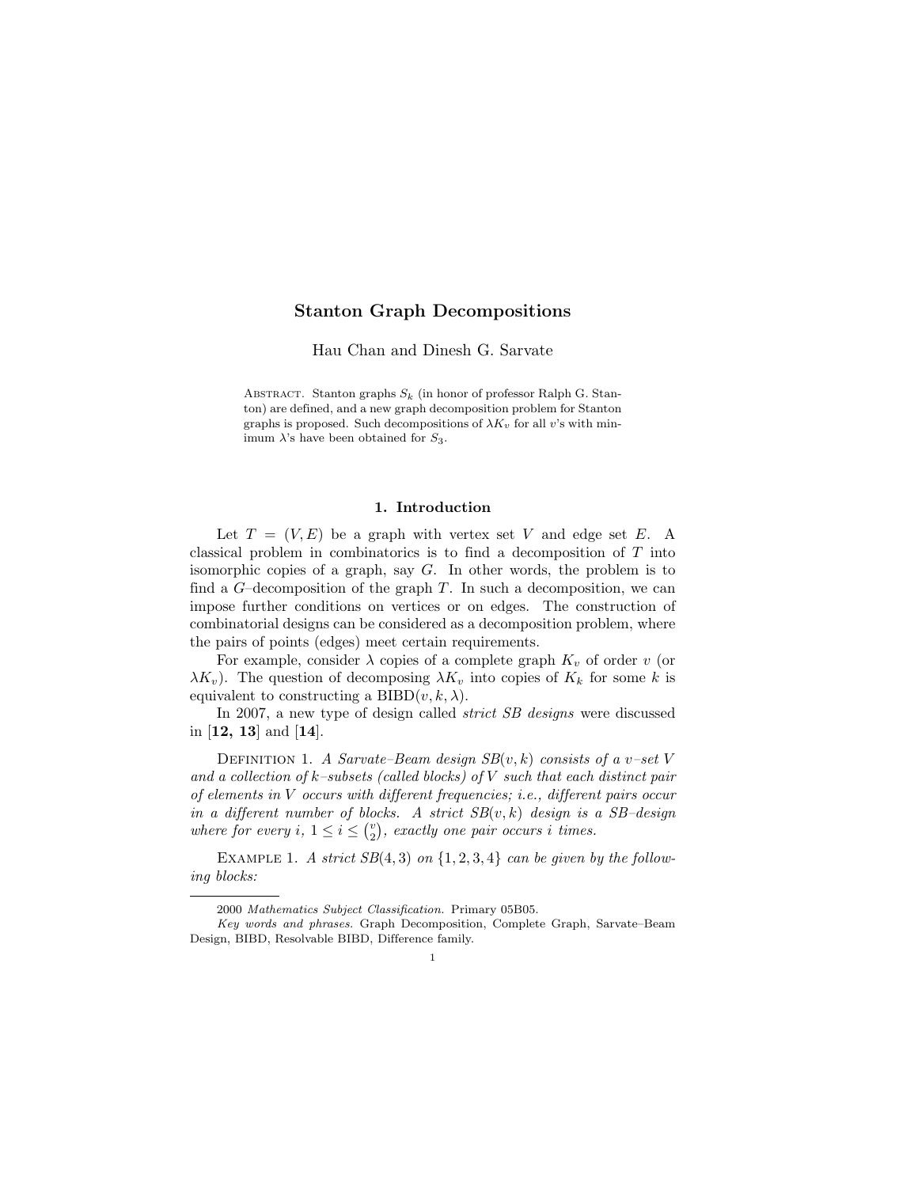# Stanton Graph Decompositions

Hau Chan and Dinesh G. Sarvate

Abstract. Stanton graphs $S_k$ (in honor of professor Ralph G. Stanton) are defined, and a new graph decomposition problem for Stanton graphs is proposed. Such decompositions of $\lambda K_v$ for all $v$'s with minimum $\lambda$'s have been obtained for $S_3$.

## 1. Introduction

Let $T = (V, E)$ be a graph with vertex set $V$ and edge set $E$. A classical problem in combinatorics is to find a decomposition of $T$ into isomorphic copies of a graph, say $G$. In other words, the problem is to find a $G$–decomposition of the graph $T$. In such a decomposition, we can impose further conditions on vertices or on edges. The construction of combinatorial designs can be considered as a decomposition problem, where the pairs of points (edges) meet certain requirements.

For example, consider $\lambda$ copies of a complete graph $K_v$ of order $v$ (or $\lambda K_v$). The question of decomposing $\lambda K_v$ into copies of $K_k$ for some $k$ is equivalent to constructing a BIBD$(v, k, \lambda)$.

In 2007, a new type of design called *strict SB designs* were discussed in [**12, 13**] and [**14**].

Definition 1. *A Sarvate–Beam design SB$(v, k)$ consists of a $v$–set $V$ and a collection of $k$–subsets (called blocks) of $V$ such that each distinct pair of elements in $V$ occurs with different frequencies; i.e., different pairs occur in a different number of blocks. A strict SB$(v, k)$ design is a SB–design where for every $i$, $1 \le i \le \binom{v}{2}$, exactly one pair occurs $i$ times.*

Example 1. *A strict SB$(4, 3)$ on $\{1, 2, 3, 4\}$ can be given by the following blocks:*

2000 *Mathematics Subject Classification.* Primary 05B05.

*Key words and phrases.* Graph Decomposition, Complete Graph, Sarvate–Beam Design, BIBD, Resolvable BIBD, Difference family.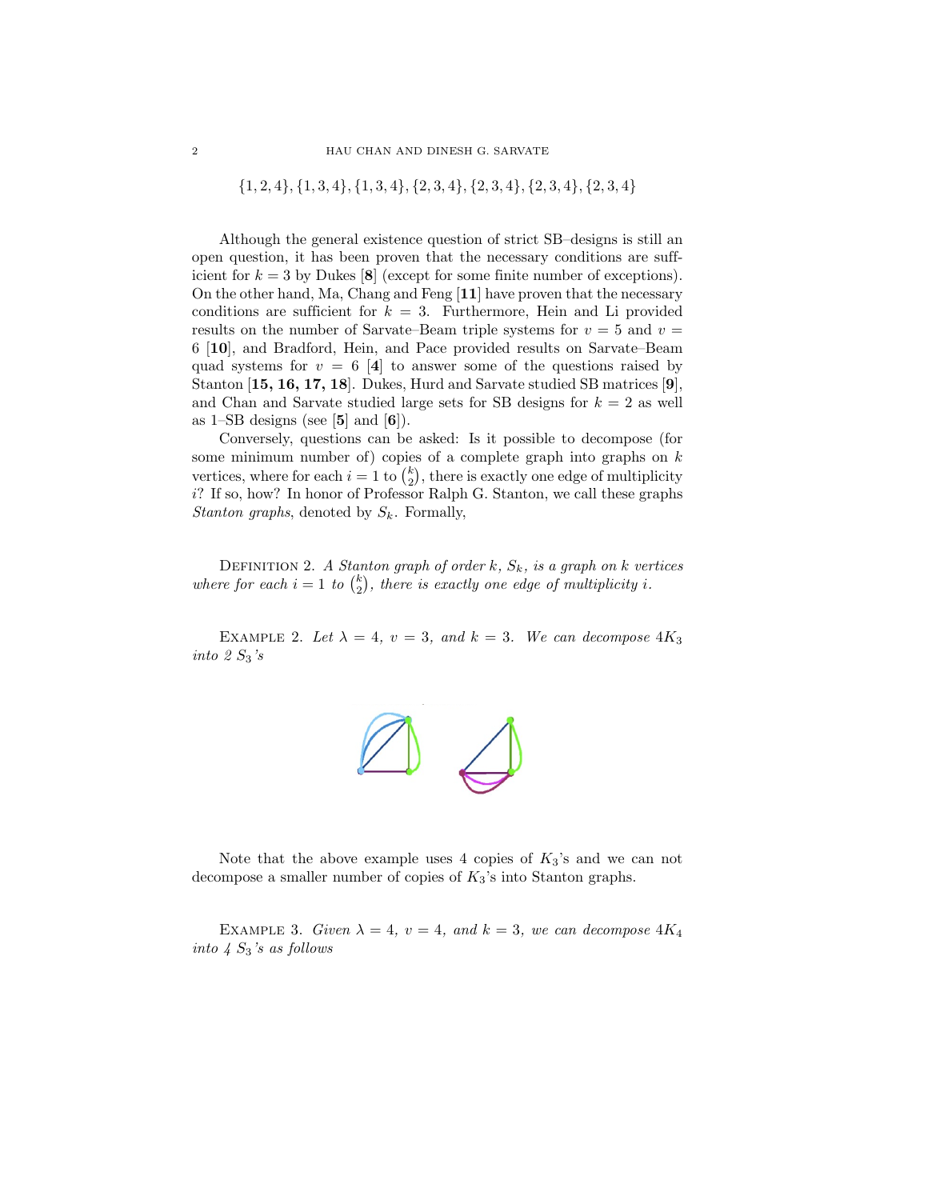$\{1, 2, 4\}, \{1, 3, 4\}, \{1, 3, 4\}, \{2, 3, 4\}, \{2, 3, 4\}, \{2, 3, 4\}, \{2, 3, 4\}$

Although the general existence question of strict SB–designs is still an open question, it has been proven that the necessary conditions are sufficient for $k = 3$ by Dukes [**8**] (except for some finite number of exceptions). On the other hand, Ma, Chang and Feng [**11**] have proven that the necessary conditions are sufficient for $k = 3$. Furthermore, Hein and Li provided results on the number of Sarvate–Beam triple systems for $v = 5$ and $v = 6$ [**10**], and Bradford, Hein, and Pace provided results on Sarvate–Beam quad systems for $v = 6$ [**4**] to answer some of the questions raised by Stanton [**15, 16, 17, 18**]. Dukes, Hurd and Sarvate studied SB matrices [**9**], and Chan and Sarvate studied large sets for SB designs for $k = 2$ as well as 1–SB designs (see [**5**] and [**6**]).

Conversely, questions can be asked: Is it possible to decompose (for some minimum number of) copies of a complete graph into graphs on $k$ vertices, where for each $i = 1$ to $\binom{k}{2}$, there is exactly one edge of multiplicity $i$? If so, how? In honor of Professor Ralph G. Stanton, we call these graphs *Stanton graphs*, denoted by $S_k$. Formally,

Definition 2. *A Stanton graph of order $k$, $S_k$, is a graph on $k$ vertices where for each $i = 1$ to $\binom{k}{2}$, there is exactly one edge of multiplicity $i$.*

Example 2. *Let $\lambda = 4$, $v = 3$, and $k = 3$. We can decompose $4K_3$ into 2 $S_3$'s*

Note that the above example uses 4 copies of $K_3$'s and we can not decompose a smaller number of copies of $K_3$'s into Stanton graphs.

Example 3. *Given $\lambda = 4$, $v = 4$, and $k = 3$, we can decompose $4K_4$ into 4 $S_3$'s as follows*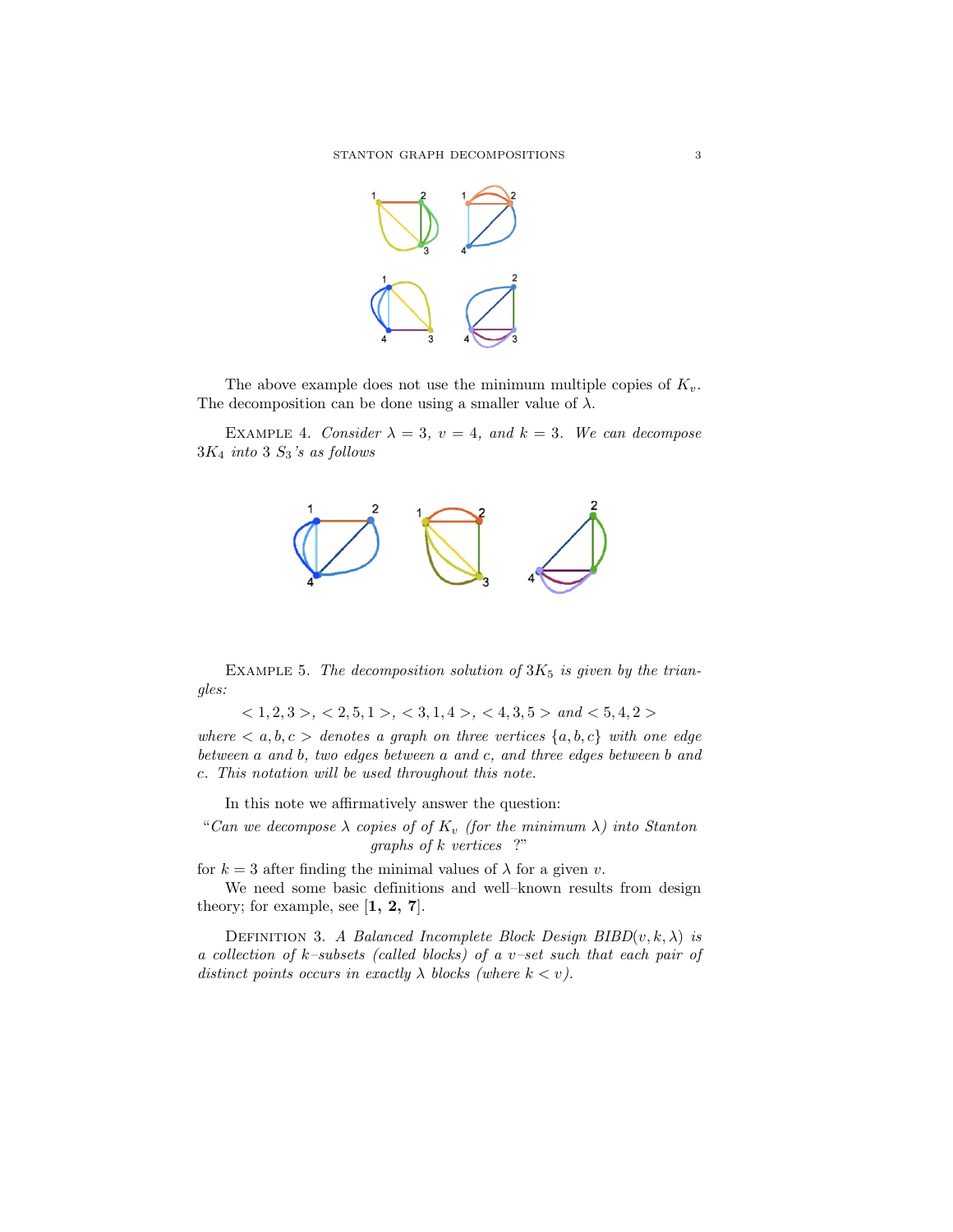The above example does not use the minimum multiple copies of $K_v$. The decomposition can be done using a smaller value of $\lambda$.

Example 4. *Consider $\lambda = 3$, $v = 4$, and $k = 3$. We can decompose $3K_4$ into 3 $S_3$'s as follows*

Example 5. *The decomposition solution of $3K_5$ is given by the triangles:*

$$< 1, 2, 3 >, < 2, 5, 1 >, < 3, 1, 4 >, < 4, 3, 5 > \text{ and } < 5, 4, 2 >$$

*where $< a, b, c >$ denotes a graph on three vertices $\{a, b, c\}$ with one edge between $a$ and $b$, two edges between $a$ and $c$, and three edges between $b$ and $c$. This notation will be used throughout this note.*

In this note we affirmatively answer the question:

"*Can we decompose $\lambda$ copies of of $K_v$ (for the minimum $\lambda$) into Stanton graphs of $k$ vertices ?*"

for $k = 3$ after finding the minimal values of $\lambda$ for a given $v$.

We need some basic definitions and well–known results from design theory; for example, see [**1, 2, 7**].

Definition 3. *A Balanced Incomplete Block Design BIBD$(v, k, \lambda)$ is a collection of $k$–subsets (called blocks) of a $v$–set such that each pair of distinct points occurs in exactly $\lambda$ blocks (where $k < v$).*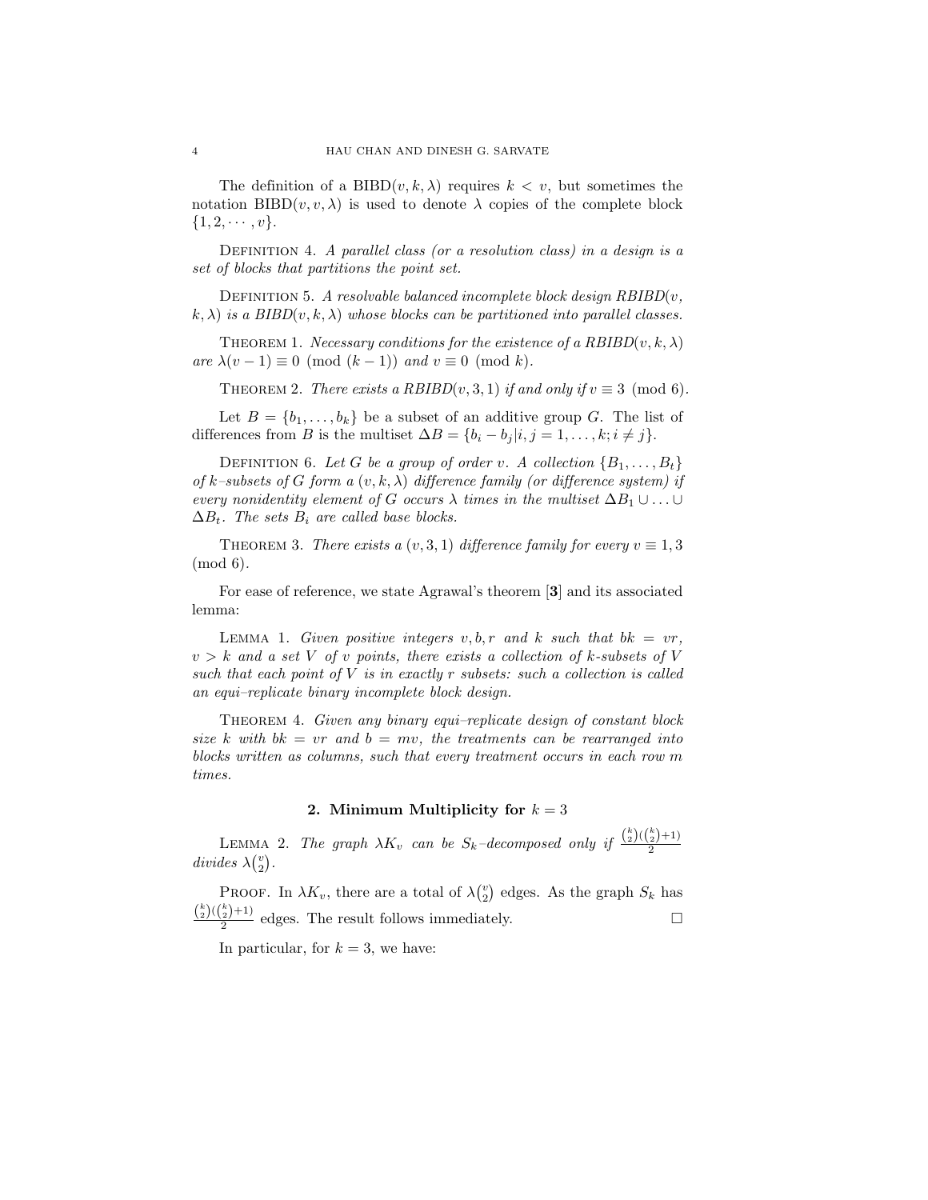The definition of a BIBD$(v, k, \lambda)$ requires $k < v$, but sometimes the notation BIBD$(v, v, \lambda)$ is used to denote $\lambda$ copies of the complete block $\{1, 2, \cdots, v\}$.

Definition 4. *A parallel class (or a resolution class) in a design is a set of blocks that partitions the point set.*

Definition 5. *A resolvable balanced incomplete block design RBIBD$(v, k, \lambda)$ is a BIBD$(v, k, \lambda)$ whose blocks can be partitioned into parallel classes.*

Theorem 1. *Necessary conditions for the existence of a RBIBD$(v, k, \lambda)$ are $\lambda(v-1) \equiv 0 \pmod{(k-1)}$ and $v \equiv 0 \pmod{k}$.*

Theorem 2. *There exists a RBIBD$(v, 3, 1)$ if and only if $v \equiv 3 \pmod{6}$.*

Let $B = \{b_1, \ldots, b_k\}$ be a subset of an additive group $G$. The list of differences from $B$ is the multiset $\Delta B = \{b_i - b_j | i, j = 1, \ldots, k; i \neq j\}$.

Definition 6. *Let $G$ be a group of order $v$. A collection $\{B_1, \ldots, B_t\}$ of $k$–subsets of $G$ form a $(v, k, \lambda)$ difference family (or difference system) if every nonidentity element of $G$ occurs $\lambda$ times in the multiset $\Delta B_1 \cup \ldots \cup \Delta B_t$. The sets $B_i$ are called base blocks.*

Theorem 3. *There exists a $(v, 3, 1)$ difference family for every $v \equiv 1, 3 \pmod{6}$.*

For ease of reference, we state Agrawal's theorem [**3**] and its associated lemma:

Lemma 1. *Given positive integers $v, b, r$ and $k$ such that $bk = vr$, $v > k$ and a set $V$ of $v$ points, there exists a collection of $k$-subsets of $V$ such that each point of $V$ is in exactly $r$ subsets: such a collection is called an equi–replicate binary incomplete block design.*

Theorem 4. *Given any binary equi–replicate design of constant block size $k$ with $bk = vr$ and $b = mv$, the treatments can be rearranged into blocks written as columns, such that every treatment occurs in each row $m$ times.*

## 2. Minimum Multiplicity for $k = 3$

Lemma 2. *The graph $\lambda K_v$ can be $S_k$–decomposed only if $\frac{\binom{k}{2}(\binom{k}{2}+1)}{2}$ divides $\lambda\binom{v}{2}$.*

Proof. In $\lambda K_v$, there are a total of $\lambda\binom{v}{2}$ edges. As the graph $S_k$ has $\frac{\binom{k}{2}(\binom{k}{2}+1)}{2}$ edges. The result follows immediately. $\square$

In particular, for $k = 3$, we have: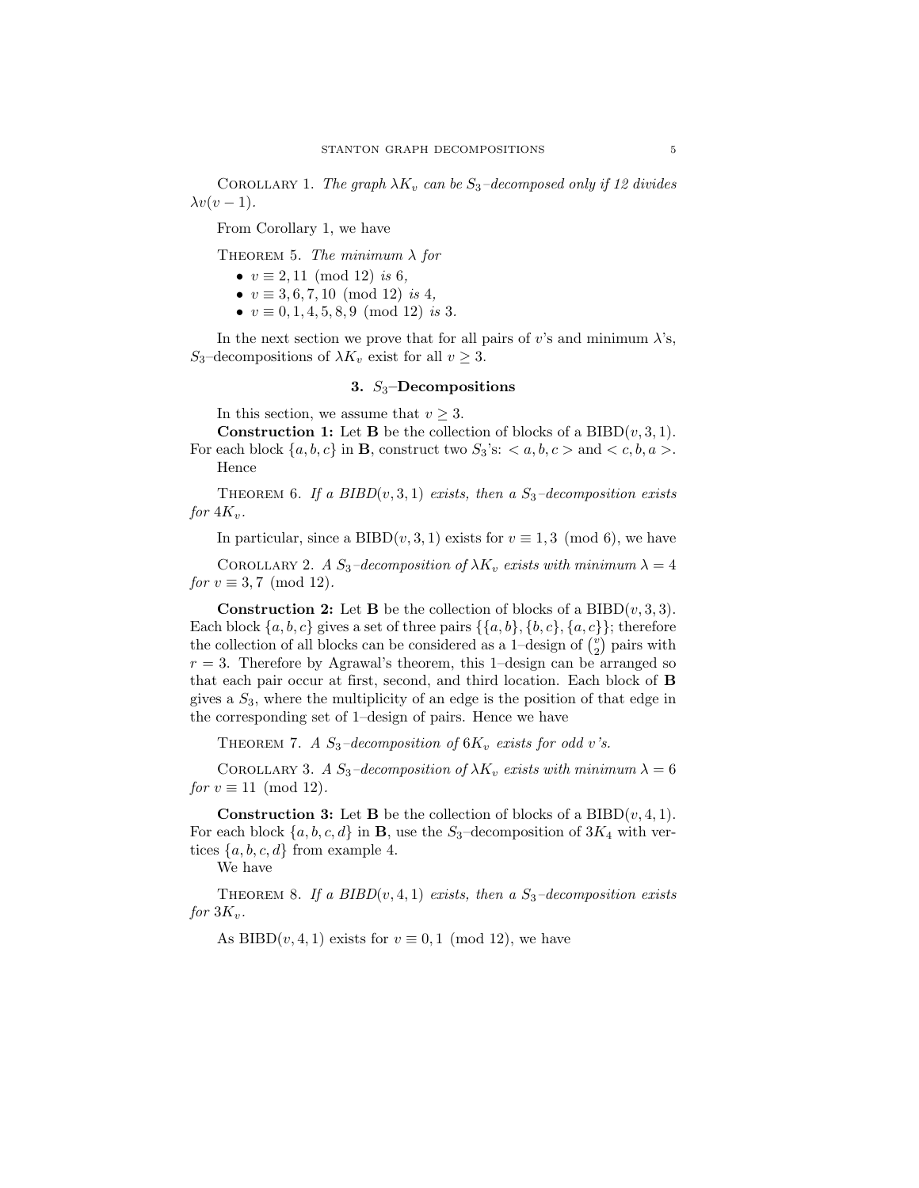Corollary 1. *The graph $\lambda K_v$ can be $S_3$–decomposed only if 12 divides $\lambda v(v-1)$.*

From Corollary 1, we have

Theorem 5. *The minimum $\lambda$ for*

- $v \equiv 2, 11 \pmod{12}$ *is* 6,
- $v \equiv 3, 6, 7, 10 \pmod{12}$ *is* 4,
- $v \equiv 0, 1, 4, 5, 8, 9 \pmod{12}$ *is* 3.

In the next section we prove that for all pairs of $v$'s and minimum $\lambda$'s, $S_3$–decompositions of $\lambda K_v$ exist for all $v \geq 3$.

## 3. $S_3$–Decompositions

In this section, we assume that $v \geq 3$.

**Construction 1:** Let **B** be the collection of blocks of a BIBD$(v, 3, 1)$. For each block $\{a, b, c\}$ in **B**, construct two $S_3$'s: $< a, b, c >$ and $< c, b, a >$. Hence

Theorem 6. *If a BIBD$(v, 3, 1)$ exists, then a $S_3$–decomposition exists for $4K_v$.*

In particular, since a BIBD$(v, 3, 1)$ exists for $v \equiv 1, 3 \pmod 6$, we have

Corollary 2. *A $S_3$–decomposition of $\lambda K_v$ exists with minimum $\lambda = 4$ for $v \equiv 3, 7 \pmod{12}$.*

**Construction 2:** Let **B** be the collection of blocks of a BIBD$(v, 3, 3)$. Each block $\{a, b, c\}$ gives a set of three pairs $\{\{a, b\}, \{b, c\}, \{a, c\}\}$; therefore the collection of all blocks can be considered as a 1–design of $\binom{v}{2}$ pairs with $r = 3$. Therefore by Agrawal's theorem, this 1–design can be arranged so that each pair occur at first, second, and third location. Each block of **B** gives a $S_3$, where the multiplicity of an edge is the position of that edge in the corresponding set of 1–design of pairs. Hence we have

Theorem 7. *A $S_3$–decomposition of $6K_v$ exists for odd $v$'s.*

Corollary 3. *A $S_3$–decomposition of $\lambda K_v$ exists with minimum $\lambda = 6$ for $v \equiv 11 \pmod{12}$.*

**Construction 3:** Let **B** be the collection of blocks of a BIBD$(v, 4, 1)$. For each block $\{a, b, c, d\}$ in **B**, use the $S_3$–decomposition of $3K_4$ with vertices $\{a, b, c, d\}$ from example 4.

We have

Theorem 8. *If a BIBD$(v, 4, 1)$ exists, then a $S_3$–decomposition exists for $3K_v$.*

As BIBD$(v, 4, 1)$ exists for $v \equiv 0, 1 \pmod{12}$, we have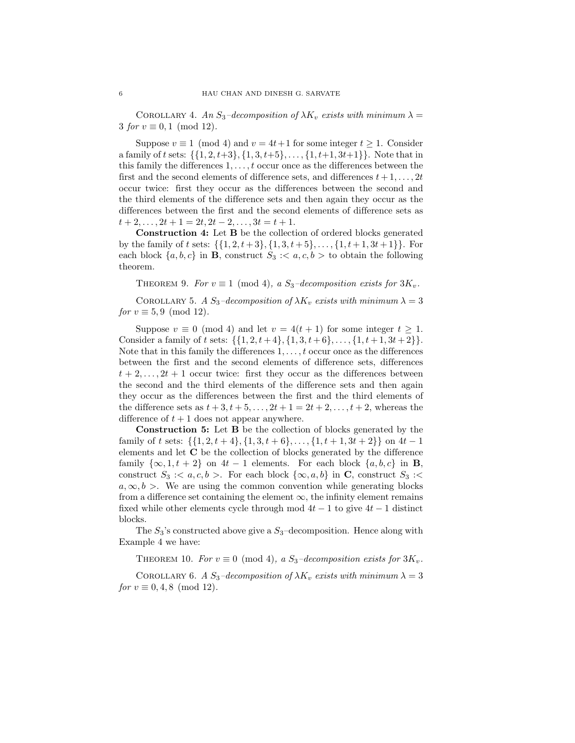Corollary 4. *An $S_3$–decomposition of $\lambda K_v$ exists with minimum $\lambda = 3$ for $v \equiv 0, 1 \pmod{12}$.*

Suppose $v \equiv 1 \pmod 4$ and $v = 4t+1$ for some integer $t \geq 1$. Consider a family of $t$ sets: $\{\{1, 2, t+3\}, \{1, 3, t+5\}, \ldots, \{1, t+1, 3t+1\}\}$. Note that in this family the differences $1, \ldots, t$ occur once as the differences between the first and the second elements of difference sets, and differences $t+1, \ldots, 2t$ occur twice: first they occur as the differences between the second and the third elements of the difference sets and then again they occur as the differences between the first and the second elements of difference sets as $t+2, \ldots, 2t+1 = 2t, 2t-2, \ldots, 3t = t+1$.

**Construction 4:** Let **B** be the collection of ordered blocks generated by the family of $t$ sets: $\{\{1, 2, t+3\}, \{1, 3, t+5\}, \ldots, \{1, t+1, 3t+1\}\}$. For each block $\{a, b, c\}$ in **B**, construct $S_3 :< a, c, b >$ to obtain the following theorem.

Theorem 9. *For $v \equiv 1 \pmod 4$, a $S_3$–decomposition exists for $3K_v$.*

Corollary 5. *A $S_3$–decomposition of $\lambda K_v$ exists with minimum $\lambda = 3$ for $v \equiv 5, 9 \pmod{12}$.*

Suppose $v \equiv 0 \pmod 4$ and let $v = 4(t+1)$ for some integer $t \geq 1$. Consider a family of $t$ sets: $\{\{1, 2, t+4\}, \{1, 3, t+6\}, \ldots, \{1, t+1, 3t+2\}\}$. Note that in this family the differences $1, \ldots, t$ occur once as the differences between the first and the second elements of difference sets, differences $t+2, \ldots, 2t+1$ occur twice: first they occur as the differences between the second and the third elements of the difference sets and then again they occur as the differences between the first and the third elements of the difference sets as $t+3, t+5, \ldots, 2t+1 = 2t+2, \ldots, t+2$, whereas the difference of $t+1$ does not appear anywhere.

**Construction 5:** Let **B** be the collection of blocks generated by the family of $t$ sets: $\{\{1, 2, t+4\}, \{1, 3, t+6\}, \ldots, \{1, t+1, 3t+2\}\}$ on $4t-1$ elements and let **C** be the collection of blocks generated by the difference family $\{\infty, 1, t+2\}$ on $4t-1$ elements. For each block $\{a, b, c\}$ in **B**, construct $S_3 :< a, c, b >$. For each block $\{\infty, a, b\}$ in **C**, construct $S_3 :< a, \infty, b >$. We are using the common convention while generating blocks from a difference set containing the element $\infty$, the infinity element remains fixed while other elements cycle through mod $4t-1$ to give $4t-1$ distinct blocks.

The $S_3$'s constructed above give a $S_3$–decomposition. Hence along with Example 4 we have:

Theorem 10. *For $v \equiv 0 \pmod 4$, a $S_3$–decomposition exists for $3K_v$.*

Corollary 6. *A $S_3$–decomposition of $\lambda K_v$ exists with minimum $\lambda = 3$ for $v \equiv 0, 4, 8 \pmod{12}$.*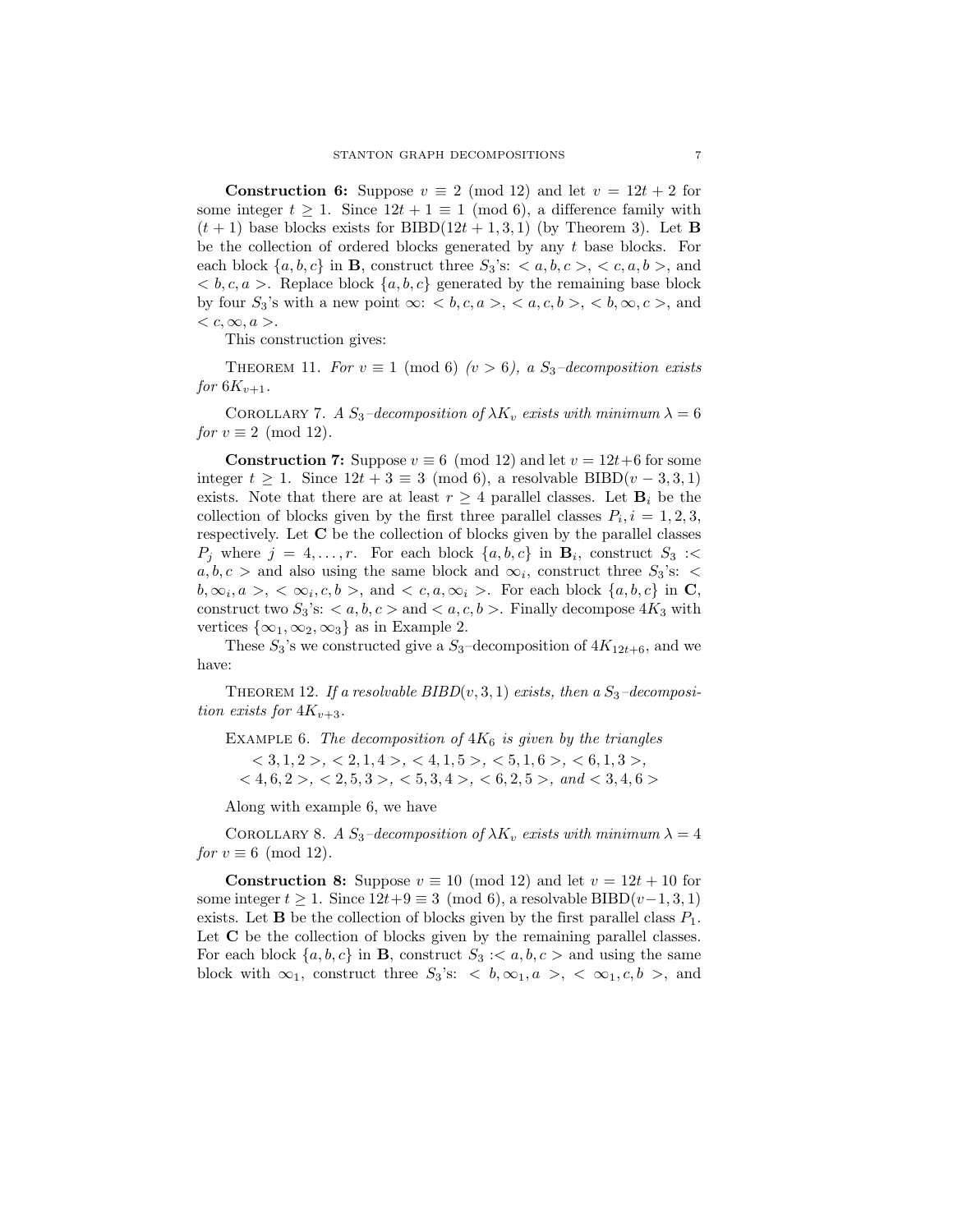**Construction 6:** Suppose $v \equiv 2 \pmod{12}$ and let $v = 12t + 2$ for some integer $t \geq 1$. Since $12t + 1 \equiv 1 \pmod 6$, a difference family with $(t+1)$ base blocks exists for BIBD$(12t+1, 3, 1)$ (by Theorem 3). Let $\mathbf{B}$ be the collection of ordered blocks generated by any $t$ base blocks. For each block $\{a, b, c\}$ in $\mathbf{B}$, construct three $S_3$'s: $< a, b, c >$, $< c, a, b >$, and $< b, c, a >$. Replace block $\{a, b, c\}$ generated by the remaining base block by four $S_3$'s with a new point $\infty$: $< b, c, a >$, $< a, c, b >$, $< b, \infty, c >$, and $< c, \infty, a >$.

This construction gives:

Theorem 11. *For $v \equiv 1 \pmod 6$ $(v > 6)$, a $S_3$–decomposition exists for $6K_{v+1}$.*

Corollary 7. *A $S_3$–decomposition of $\lambda K_v$ exists with minimum $\lambda = 6$ for $v \equiv 2 \pmod{12}$.*

**Construction 7:** Suppose $v \equiv 6 \pmod{12}$ and let $v = 12t+6$ for some integer $t \geq 1$. Since $12t + 3 \equiv 3 \pmod 6$, a resolvable BIBD$(v-3, 3, 1)$ exists. Note that there are at least $r \geq 4$ parallel classes. Let $\mathbf{B}_i$ be the collection of blocks given by the first three parallel classes $P_i, i = 1, 2, 3$, respectively. Let $\mathbf{C}$ be the collection of blocks given by the parallel classes $P_j$ where $j = 4, \ldots, r$. For each block $\{a, b, c\}$ in $\mathbf{B}_i$, construct $S_3 :< a, b, c >$ and also using the same block and $\infty_i$, construct three $S_3$'s: $< b, \infty_i, a >$, $< \infty_i, c, b >$, and $< c, a, \infty_i >$. For each block $\{a, b, c\}$ in $\mathbf{C}$, construct two $S_3$'s: $< a, b, c >$ and $< a, c, b >$. Finally decompose $4K_3$ with vertices $\{\infty_1, \infty_2, \infty_3\}$ as in Example 2.

These $S_3$'s we constructed give a $S_3$–decomposition of $4K_{12t+6}$, and we have:

Theorem 12. *If a resolvable BIBD$(v, 3, 1)$ exists, then a $S_3$–decomposition exists for $4K_{v+3}$.*

Example 6. *The decomposition of $4K_6$ is given by the triangles*

$< 3, 1, 2 >$, $< 2, 1, 4 >$, $< 4, 1, 5 >$, $< 5, 1, 6 >$, $< 6, 1, 3 >$,
$< 4, 6, 2 >$, $< 2, 5, 3 >$, $< 5, 3, 4 >$, $< 6, 2, 5 >$, *and* $< 3, 4, 6 >$

Along with example 6, we have

Corollary 8. *A $S_3$–decomposition of $\lambda K_v$ exists with minimum $\lambda = 4$ for $v \equiv 6 \pmod{12}$.*

**Construction 8:** Suppose $v \equiv 10 \pmod{12}$ and let $v = 12t + 10$ for some integer $t \geq 1$. Since $12t+9 \equiv 3 \pmod 6$, a resolvable BIBD$(v-1, 3, 1)$ exists. Let $\mathbf{B}$ be the collection of blocks given by the first parallel class $P_1$. Let $\mathbf{C}$ be the collection of blocks given by the remaining parallel classes. For each block $\{a, b, c\}$ in $\mathbf{B}$, construct $S_3 :< a, b, c >$ and using the same block with $\infty_1$, construct three $S_3$'s: $< b, \infty_1, a >$, $< \infty_1, c, b >$, and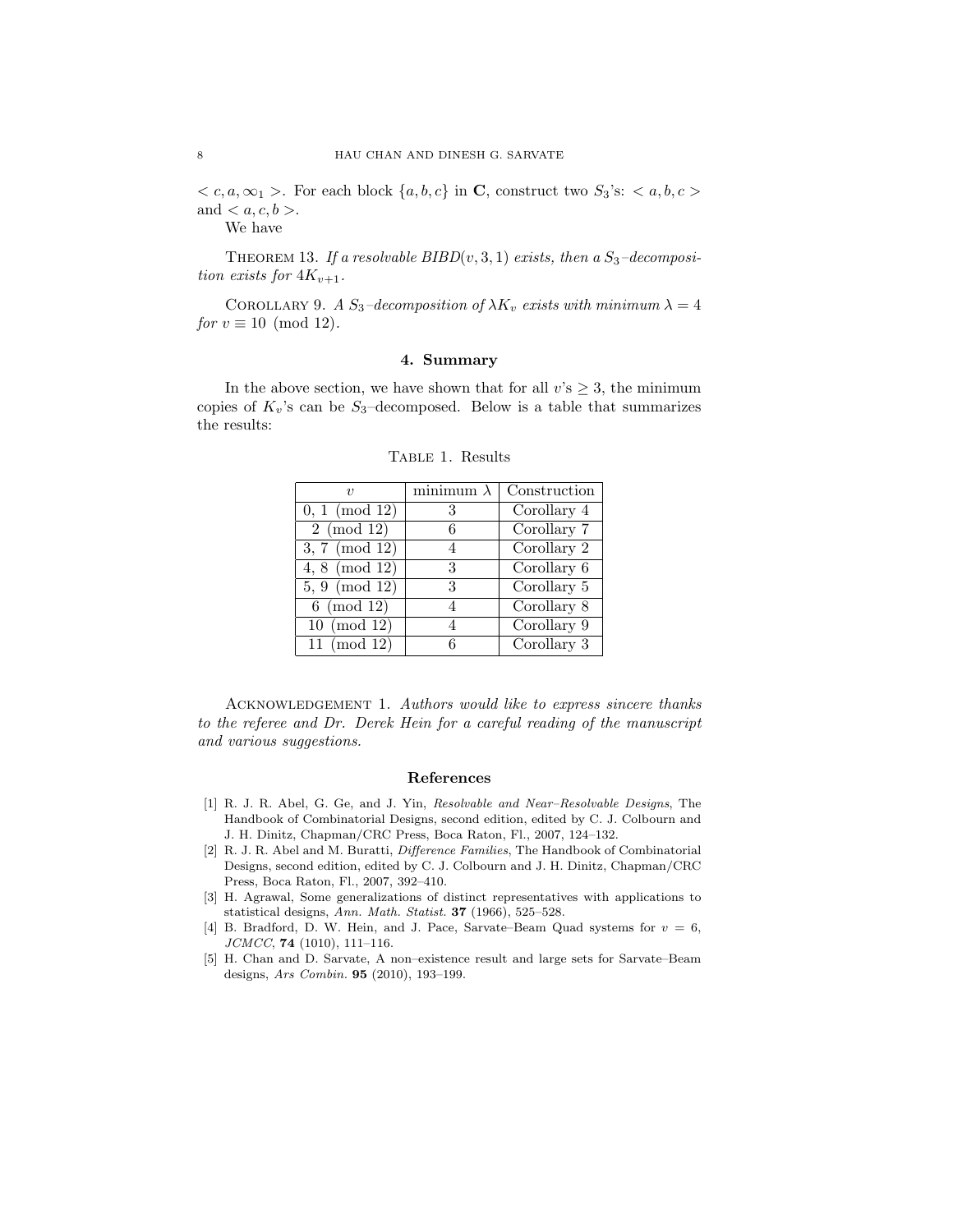$< c, a, \infty_1 >$. For each block $\{a, b, c\}$ in $\mathbf{C}$, construct two $S_3$'s: $< a, b, c >$ and $< a, c, b >$.

We have

THEOREM 13. *If a resolvable BIBD$(v, 3, 1)$ exists, then a $S_3$–decomposition exists for $4K_{v+1}$.*

COROLLARY 9. *A $S_3$–decomposition of $\lambda K_v$ exists with minimum $\lambda = 4$ for $v \equiv 10 \pmod{12}$.*

## 4. Summary

In the above section, we have shown that for all $v$'s $\geq 3$, the minimum copies of $K_v$'s can be $S_3$–decomposed. Below is a table that summarizes the results:

TABLE 1. Results

| $v$ | minimum $\lambda$ | Construction |
|---|---|---|
| $0, 1 \pmod{12}$ | 3 | Corollary 4 |
| $2 \pmod{12}$ | 6 | Corollary 7 |
| $3, 7 \pmod{12}$ | 4 | Corollary 2 |
| $4, 8 \pmod{12}$ | 3 | Corollary 6 |
| $5, 9 \pmod{12}$ | 3 | Corollary 5 |
| $6 \pmod{12}$ | 4 | Corollary 8 |
| $10 \pmod{12}$ | 4 | Corollary 9 |
| $11 \pmod{12}$ | 6 | Corollary 3 |

ACKNOWLEDGEMENT 1. *Authors would like to express sincere thanks to the referee and Dr. Derek Hein for a careful reading of the manuscript and various suggestions.*

## References

[1] R. J. R. Abel, G. Ge, and J. Yin, *Resolvable and Near–Resolvable Designs*, The Handbook of Combinatorial Designs, second edition, edited by C. J. Colbourn and J. H. Dinitz, Chapman/CRC Press, Boca Raton, Fl., 2007, 124–132.

[2] R. J. R. Abel and M. Buratti, *Difference Families*, The Handbook of Combinatorial Designs, second edition, edited by C. J. Colbourn and J. H. Dinitz, Chapman/CRC Press, Boca Raton, Fl., 2007, 392–410.

[3] H. Agrawal, Some generalizations of distinct representatives with applications to statistical designs, *Ann. Math. Statist.* **37** (1966), 525–528.

[4] B. Bradford, D. W. Hein, and J. Pace, Sarvate–Beam Quad systems for $v = 6$, *JCMCC*, **74** (1010), 111–116.

[5] H. Chan and D. Sarvate, A non–existence result and large sets for Sarvate–Beam designs, *Ars Combin.* **95** (2010), 193–199.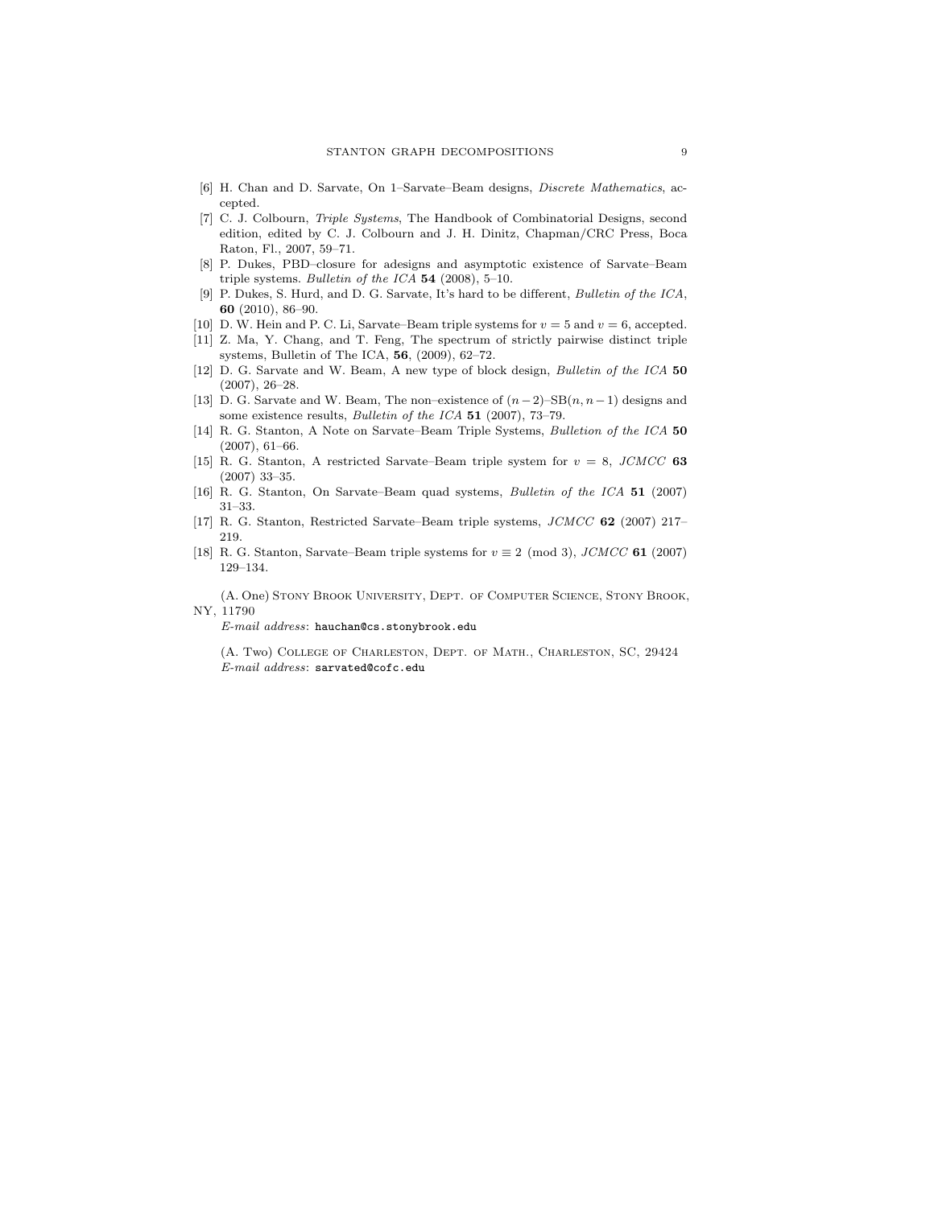[6] H. Chan and D. Sarvate, On 1–Sarvate–Beam designs, *Discrete Mathematics*, accepted.

[7] C. J. Colbourn, *Triple Systems*, The Handbook of Combinatorial Designs, second edition, edited by C. J. Colbourn and J. H. Dinitz, Chapman/CRC Press, Boca Raton, Fl., 2007, 59–71.

[8] P. Dukes, PBD–closure for adesigns and asymptotic existence of Sarvate–Beam triple systems. *Bulletin of the ICA* **54** (2008), 5–10.

[9] P. Dukes, S. Hurd, and D. G. Sarvate, It's hard to be different, *Bulletin of the ICA*, **60** (2010), 86–90.

[10] D. W. Hein and P. C. Li, Sarvate–Beam triple systems for $v = 5$ and $v = 6$, accepted.

[11] Z. Ma, Y. Chang, and T. Feng, The spectrum of strictly pairwise distinct triple systems, Bulletin of The ICA, **56**, (2009), 62–72.

[12] D. G. Sarvate and W. Beam, A new type of block design, *Bulletin of the ICA* **50** (2007), 26–28.

[13] D. G. Sarvate and W. Beam, The non–existence of $(n-2)$–SB$(n, n-1)$ designs and some existence results, *Bulletin of the ICA* **51** (2007), 73–79.

[14] R. G. Stanton, A Note on Sarvate–Beam Triple Systems, *Bulletion of the ICA* **50** (2007), 61–66.

[15] R. G. Stanton, A restricted Sarvate–Beam triple system for $v = 8$, *JCMCC* **63** (2007) 33–35.

[16] R. G. Stanton, On Sarvate–Beam quad systems, *Bulletin of the ICA* **51** (2007) 31–33.

[17] R. G. Stanton, Restricted Sarvate–Beam triple systems, *JCMCC* **62** (2007) 217–219.

[18] R. G. Stanton, Sarvate–Beam triple systems for $v \equiv 2 \pmod 3$, *JCMCC* **61** (2007) 129–134.

(A. One) Stony Brook University, Dept. of Computer Science, Stony Brook, NY, 11790
*E-mail address*: hauchan@cs.stonybrook.edu

(A. Two) College of Charleston, Dept. of Math., Charleston, SC, 29424
*E-mail address*: sarvated@cofc.edu